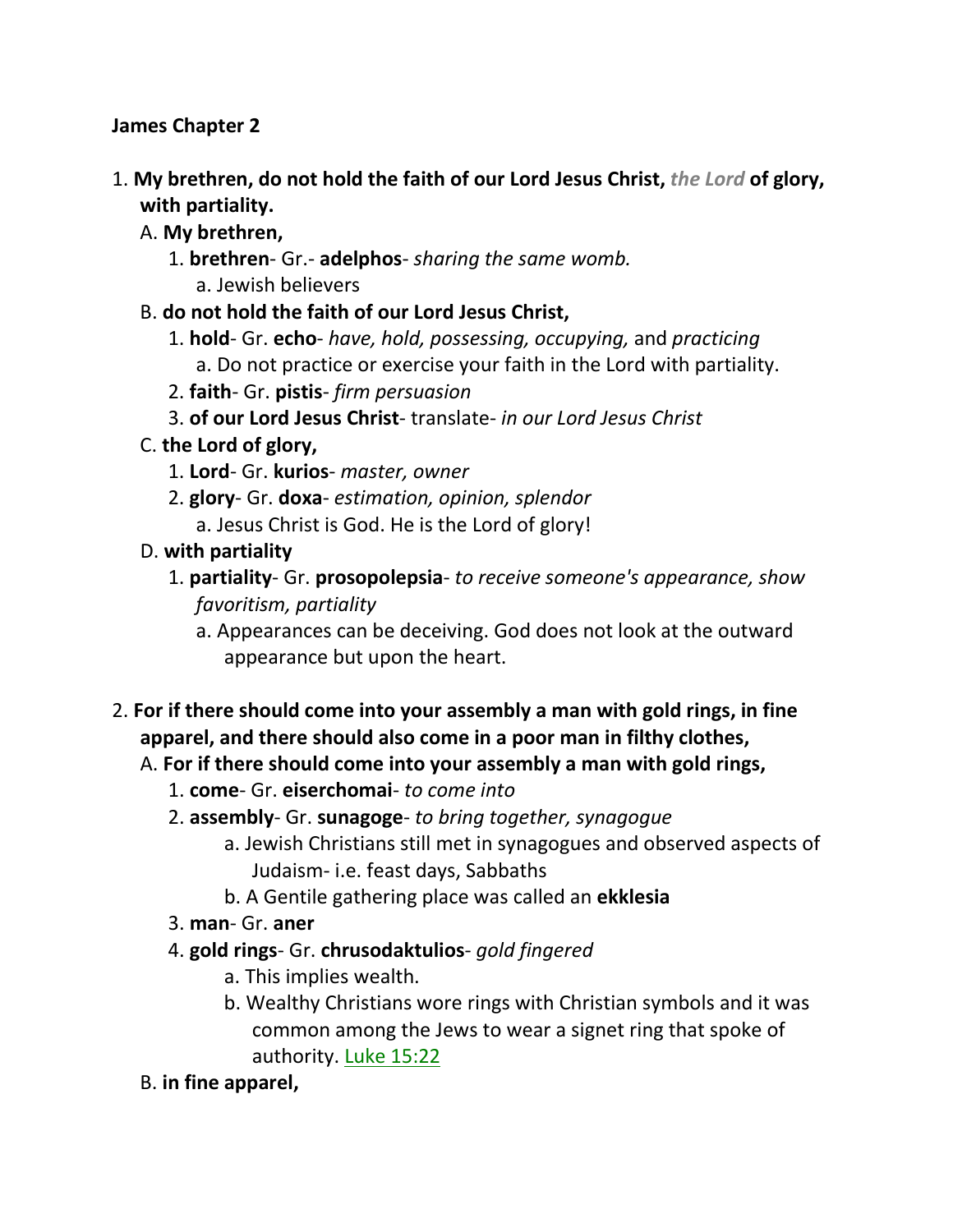**James Chapter 2**

1. **My brethren, do not hold the faith of our Lord Jesus Christ, *the Lord* of glory, with partiality.**
   A. **My brethren,**
      1. **brethren**- Gr.- **adelphos**- *sharing the same womb.*
         a. Jewish believers
   B. **do not hold the faith of our Lord Jesus Christ,**
      1. **hold**- Gr. **echo**- *have, hold, possessing, occupying,* and *practicing*
         a. Do not practice or exercise your faith in the Lord with partiality.
      2. **faith**- Gr. **pistis**- *firm persuasion*
      3. **of our Lord Jesus Christ**- translate- *in our Lord Jesus Christ*
   C. **the Lord of glory,**
      1. **Lord**- Gr. **kurios**- *master, owner*
      2. **glory**- Gr. **doxa**- *estimation, opinion, splendor*
         a. Jesus Christ is God. He is the Lord of glory!
   D. **with partiality**
      1. **partiality**- Gr. **prosopolepsia**- *to receive someone's appearance, show favoritism, partiality*
         a. Appearances can be deceiving. God does not look at the outward appearance but upon the heart.

2. **For if there should come into your assembly a man with gold rings, in fine apparel, and there should also come in a poor man in filthy clothes,**
   A. **For if there should come into your assembly a man with gold rings,**
      1. **come**- Gr. **eiserchomai**- *to come into*
      2. **assembly**- Gr. **sunagoge**- *to bring together, synagogue*
         a. Jewish Christians still met in synagogues and observed aspects of Judaism- i.e. feast days, Sabbaths
         b. A Gentile gathering place was called an **ekklesia**
      3. **man**- Gr. **aner**
      4. **gold rings**- Gr. **chrusodaktulios**- *gold fingered*
         a. This implies wealth.
         b. Wealthy Christians wore rings with Christian symbols and it was common among the Jews to wear a signet ring that spoke of authority. Luke 15:22
   B. **in fine apparel,**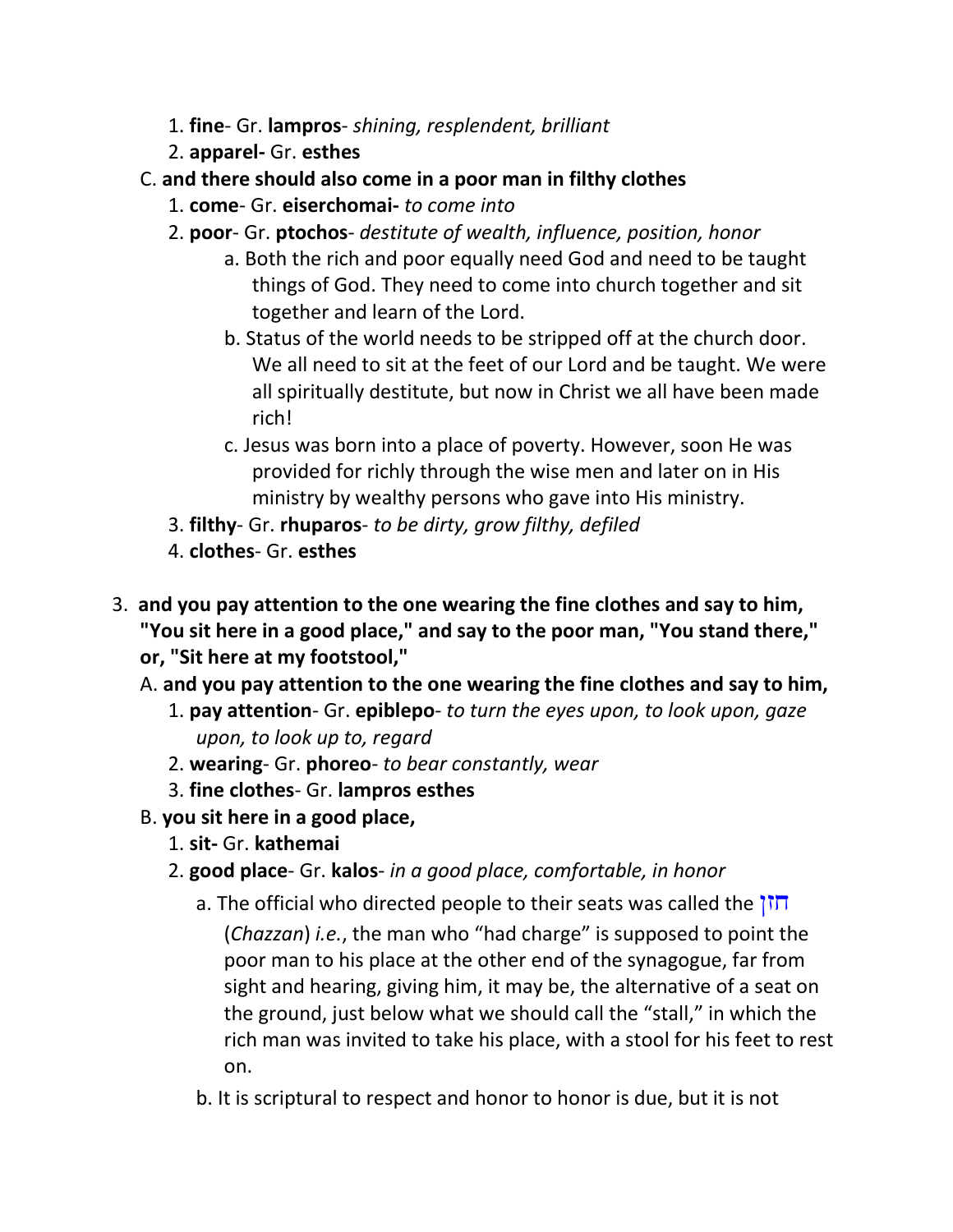1. **fine**- Gr. **lampros**- *shining, resplendent, brilliant*
2. **apparel-** Gr. **esthes**

C. **and there should also come in a poor man in filthy clothes**

1. **come**- Gr. **eiserchomai-** *to come into*
2. **poor**- Gr. **ptochos**- *destitute of wealth, influence, position, honor*
   a. Both the rich and poor equally need God and need to be taught things of God. They need to come into church together and sit together and learn of the Lord.
   b. Status of the world needs to be stripped off at the church door. We all need to sit at the feet of our Lord and be taught. We were all spiritually destitute, but now in Christ we all have been made rich!
   c. Jesus was born into a place of poverty. However, soon He was provided for richly through the wise men and later on in His ministry by wealthy persons who gave into His ministry.
3. **filthy**- Gr. **rhuparos**- *to be dirty, grow filthy, defiled*
4. **clothes**- Gr. **esthes**

3. **and you pay attention to the one wearing the fine clothes and say to him, "You sit here in a good place," and say to the poor man, "You stand there," or, "Sit here at my footstool,"**

A. **and you pay attention to the one wearing the fine clothes and say to him,**

1. **pay attention**- Gr. **epiblepo**- *to turn the eyes upon, to look upon, gaze upon, to look up to, regard*
2. **wearing**- Gr. **phoreo**- *to bear constantly, wear*
3. **fine clothes**- Gr. **lampros esthes**

B. **you sit here in a good place,**

1. **sit-** Gr. **kathemai**
2. **good place**- Gr. **kalos**- *in a good place, comfortable, in honor*
   a. The official who directed people to their seats was called the חזן (*Chazzan*) *i.e.*, the man who "had charge" is supposed to point the poor man to his place at the other end of the synagogue, far from sight and hearing, giving him, it may be, the alternative of a seat on the ground, just below what we should call the "stall," in which the rich man was invited to take his place, with a stool for his feet to rest on.
   b. It is scriptural to respect and honor to honor is due, but it is not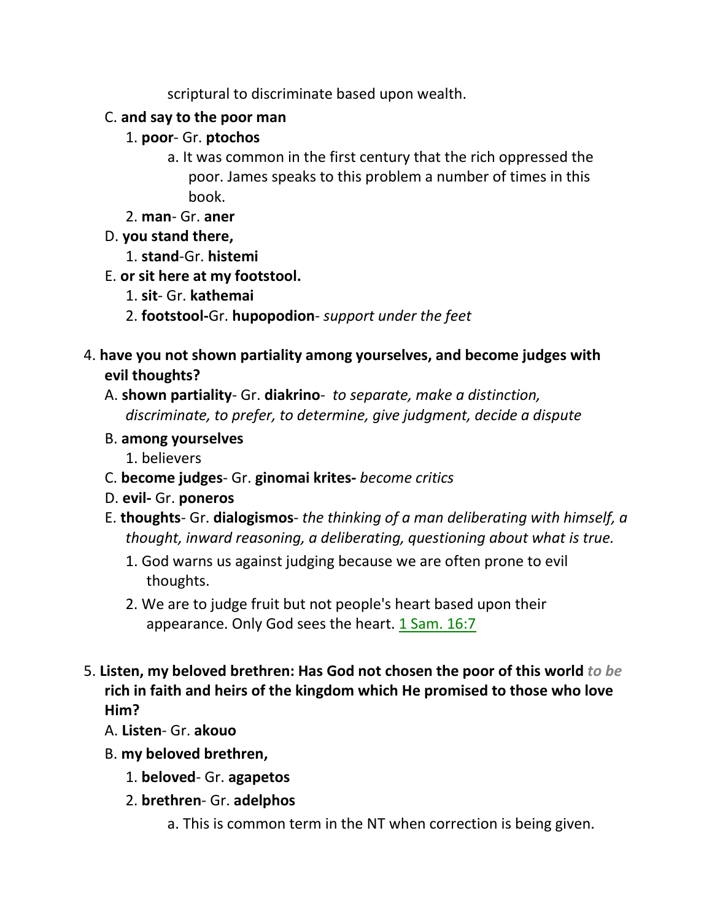scriptural to discriminate based upon wealth.

C. **and say to the poor man**

1. **poor**- Gr. **ptochos**

a. It was common in the first century that the rich oppressed the poor. James speaks to this problem a number of times in this book.

2. **man**- Gr. **aner**

D. **you stand there,**

1. **stand**-Gr. **histemi**

E. **or sit here at my footstool.**

1. **sit**- Gr. **kathemai**

2. **footstool-**Gr. **hupopodion**- *support under the feet*

4. **have you not shown partiality among yourselves, and become judges with evil thoughts?**

A. **shown partiality**- Gr. **diakrino**- *to separate, make a distinction, discriminate, to prefer, to determine, give judgment, decide a dispute*

B. **among yourselves**

1. believers

C. **become judges**- Gr. **ginomai krites-** *become critics*

D. **evil-** Gr. **poneros**

E. **thoughts**- Gr. **dialogismos**- *the thinking of a man deliberating with himself, a thought, inward reasoning, a deliberating, questioning about what is true.*

1. God warns us against judging because we are often prone to evil thoughts.

2. We are to judge fruit but not people's heart based upon their appearance. Only God sees the heart. 1 Sam. 16:7

5. **Listen, my beloved brethren: Has God not chosen the poor of this world** ***to be*** **rich in faith and heirs of the kingdom which He promised to those who love Him?**

A. **Listen**- Gr. **akouo**

B. **my beloved brethren,**

1. **beloved**- Gr. **agapetos**

2. **brethren**- Gr. **adelphos**

a. This is common term in the NT when correction is being given.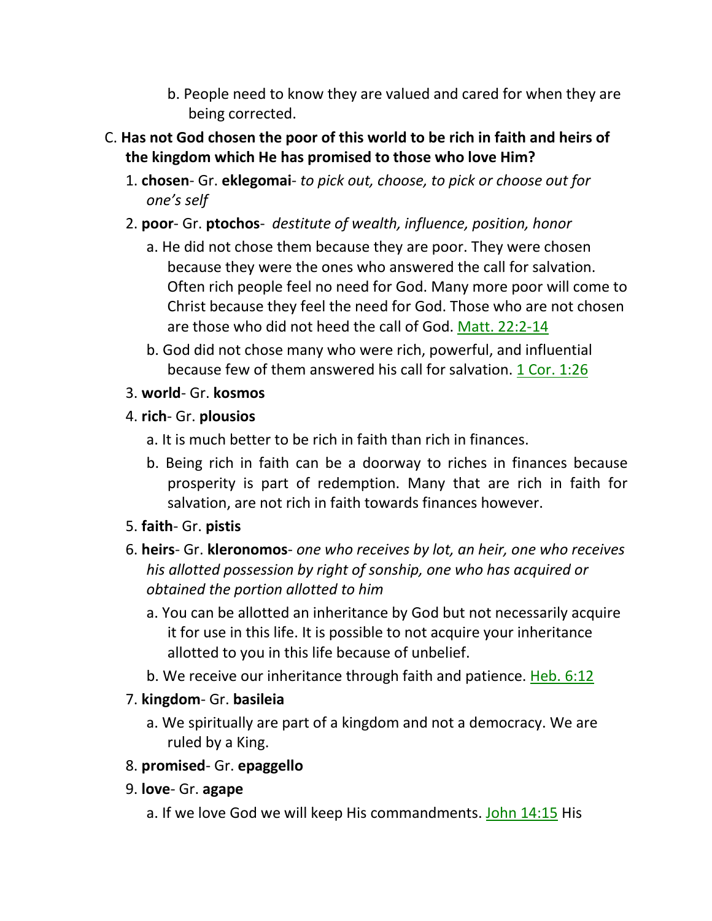b. People need to know they are valued and cared for when they are being corrected.

C. **Has not God chosen the poor of this world to be rich in faith and heirs of the kingdom which He has promised to those who love Him?**

1. **chosen**- Gr. **eklegomai**- *to pick out, choose, to pick or choose out for one's self*
2. **poor**- Gr. **ptochos**- *destitute of wealth, influence, position, honor*
   a. He did not chose them because they are poor. They were chosen because they were the ones who answered the call for salvation. Often rich people feel no need for God. Many more poor will come to Christ because they feel the need for God. Those who are not chosen are those who did not heed the call of God. Matt. 22:2-14
   b. God did not chose many who were rich, powerful, and influential because few of them answered his call for salvation. 1 Cor. 1:26
3. **world**- Gr. **kosmos**
4. **rich**- Gr. **plousios**
   a. It is much better to be rich in faith than rich in finances.
   b. Being rich in faith can be a doorway to riches in finances because prosperity is part of redemption. Many that are rich in faith for salvation, are not rich in faith towards finances however.
5. **faith**- Gr. **pistis**
6. **heirs**- Gr. **kleronomos**- *one who receives by lot, an heir, one who receives his allotted possession by right of sonship, one who has acquired or obtained the portion allotted to him*
   a. You can be allotted an inheritance by God but not necessarily acquire it for use in this life. It is possible to not acquire your inheritance allotted to you in this life because of unbelief.
   b. We receive our inheritance through faith and patience. Heb. 6:12
7. **kingdom**- Gr. **basileia**
   a. We spiritually are part of a kingdom and not a democracy. We are ruled by a King.
8. **promised**- Gr. **epaggello**
9. **love**- Gr. **agape**
   a. If we love God we will keep His commandments. John 14:15 His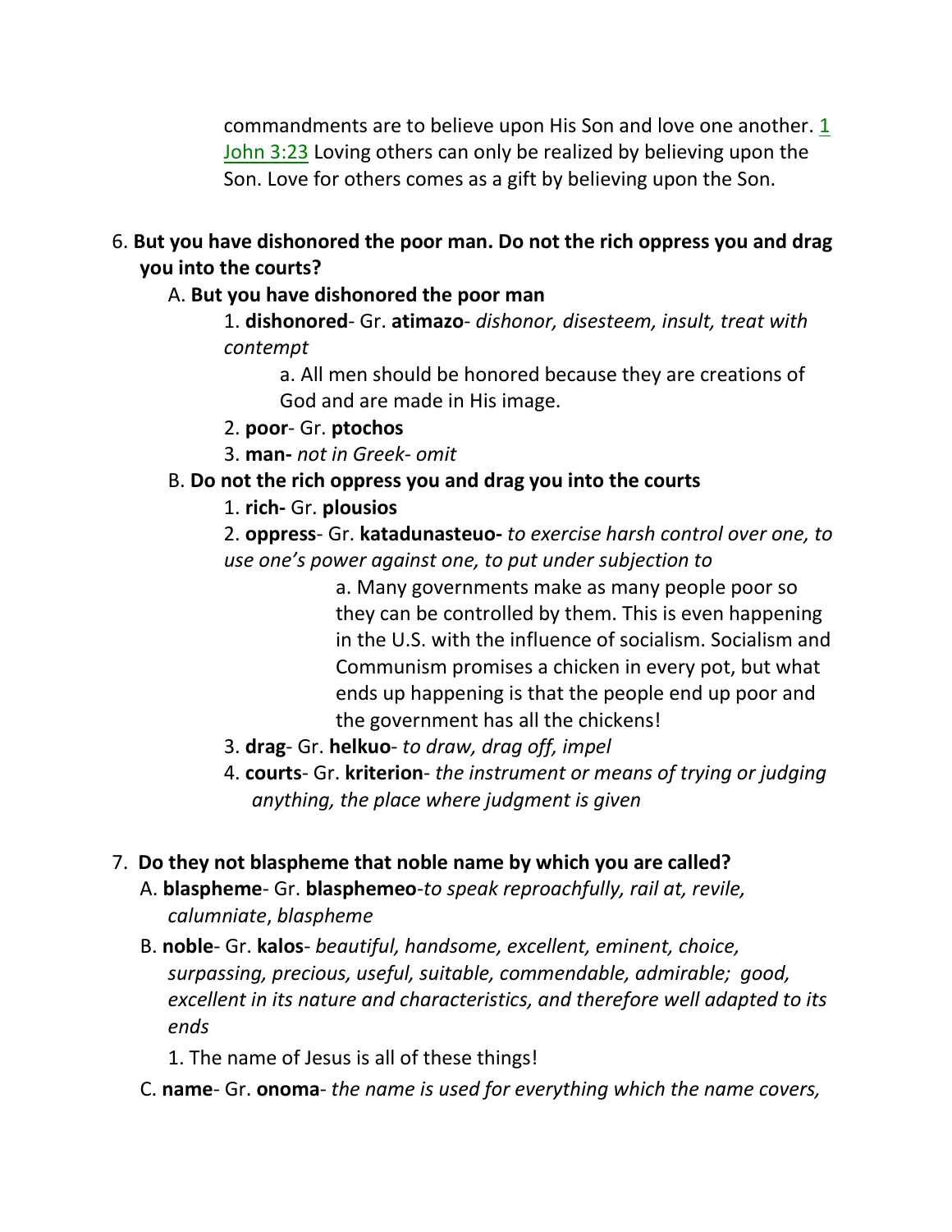commandments are to believe upon His Son and love one another. 1 John 3:23 Loving others can only be realized by believing upon the Son. Love for others comes as a gift by believing upon the Son.

6. **But you have dishonored the poor man. Do not the rich oppress you and drag you into the courts?**

   A. **But you have dishonored the poor man**

      1. **dishonored**- Gr. **atimazo**- *dishonor, disesteem, insult, treat with contempt*

         a. All men should be honored because they are creations of God and are made in His image.

      2. **poor**- Gr. **ptochos**

      3. **man-** *not in Greek- omit*

   B. **Do not the rich oppress you and drag you into the courts**

      1. **rich-** Gr. **plousios**

      2. **oppress**- Gr. **katadunasteuo-** *to exercise harsh control over one, to use one's power against one, to put under subjection to*

         a. Many governments make as many people poor so they can be controlled by them. This is even happening in the U.S. with the influence of socialism. Socialism and Communism promises a chicken in every pot, but what ends up happening is that the people end up poor and the government has all the chickens!

      3. **drag**- Gr. **helkuo**- *to draw, drag off, impel*

      4. **courts**- Gr. **kriterion**- *the instrument or means of trying or judging anything, the place where judgment is given*

7. **Do they not blaspheme that noble name by which you are called?**

   A. **blaspheme**- Gr. **blasphemeo**-*to speak reproachfully, rail at, revile, calumniate*, *blaspheme*

   B. **noble**- Gr. **kalos**- *beautiful, handsome, excellent, eminent, choice, surpassing, precious, useful, suitable, commendable, admirable; good, excellent in its nature and characteristics, and therefore well adapted to its ends*

      1. The name of Jesus is all of these things!

   C. **name**- Gr. **onoma**- *the name is used for everything which the name covers,*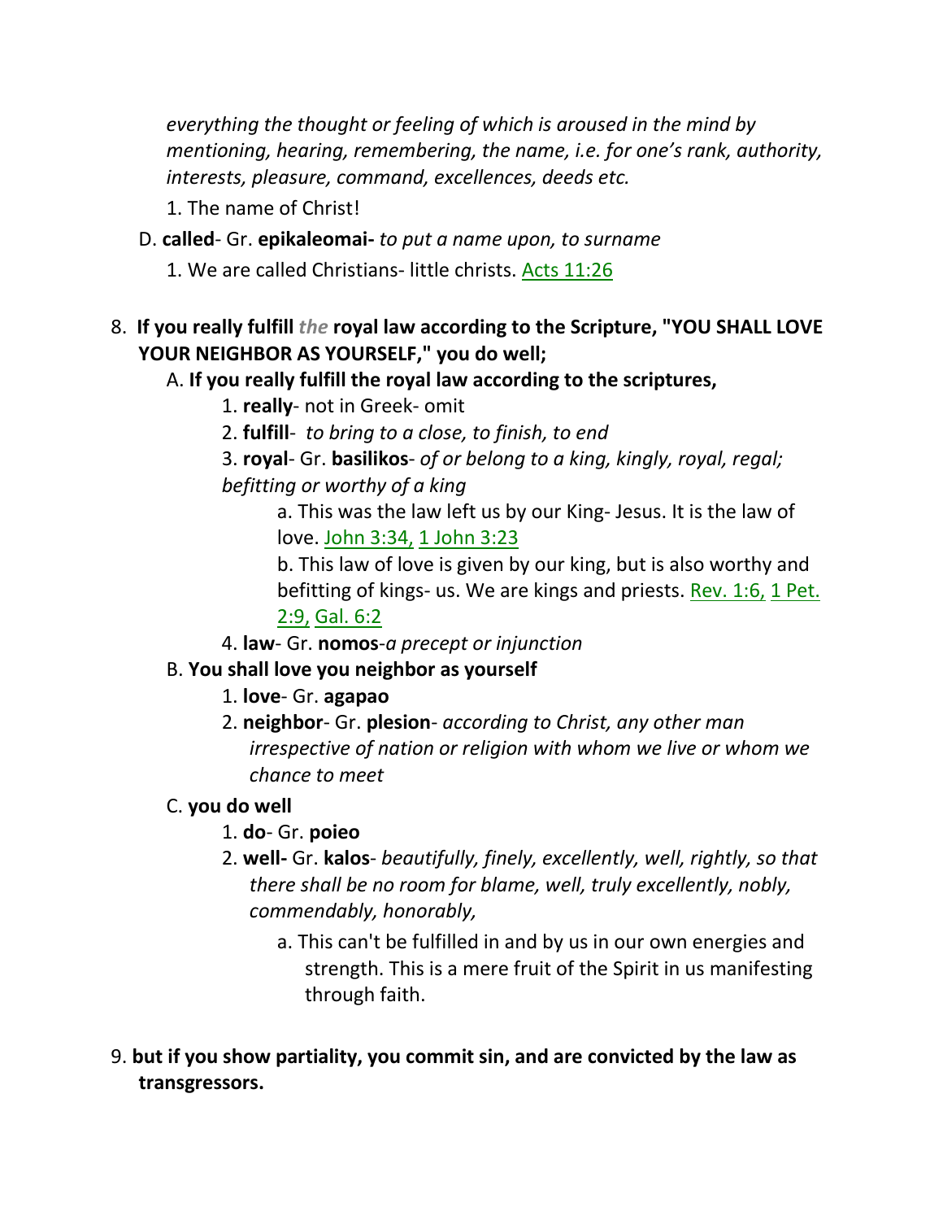*everything the thought or feeling of which is aroused in the mind by mentioning, hearing, remembering, the name, i.e. for one's rank, authority, interests, pleasure, command, excellences, deeds etc.*

1. The name of Christ!

D. **called**- Gr. **epikaleomai-** *to put a name upon, to surname*

1. We are called Christians- little christs. Acts 11:26

8. **If you really fulfill *the* royal law according to the Scripture, "YOU SHALL LOVE YOUR NEIGHBOR AS YOURSELF," you do well;**

A. **If you really fulfill the royal law according to the scriptures,**

1. **really**- not in Greek- omit
2. **fulfill**- *to bring to a close, to finish, to end*
3. **royal**- Gr. **basilikos**- *of or belong to a king, kingly, royal, regal; befitting or worthy of a king*

a. This was the law left us by our King- Jesus. It is the law of love. John 3:34, 1 John 3:23

b. This law of love is given by our king, but is also worthy and befitting of kings- us. We are kings and priests. Rev. 1:6, 1 Pet. 2:9, Gal. 6:2

4. **law**- Gr. **nomos**-*a precept or injunction*

B. **You shall love you neighbor as yourself**

1. **love**- Gr. **agapao**
2. **neighbor**- Gr. **plesion**- *according to Christ, any other man irrespective of nation or religion with whom we live or whom we chance to meet*

C. **you do well**

1. **do**- Gr. **poieo**
2. **well-** Gr. **kalos**- *beautifully, finely, excellently, well, rightly, so that there shall be no room for blame, well, truly excellently, nobly, commendably, honorably,*

a. This can't be fulfilled in and by us in our own energies and strength. This is a mere fruit of the Spirit in us manifesting through faith.

9. **but if you show partiality, you commit sin, and are convicted by the law as transgressors.**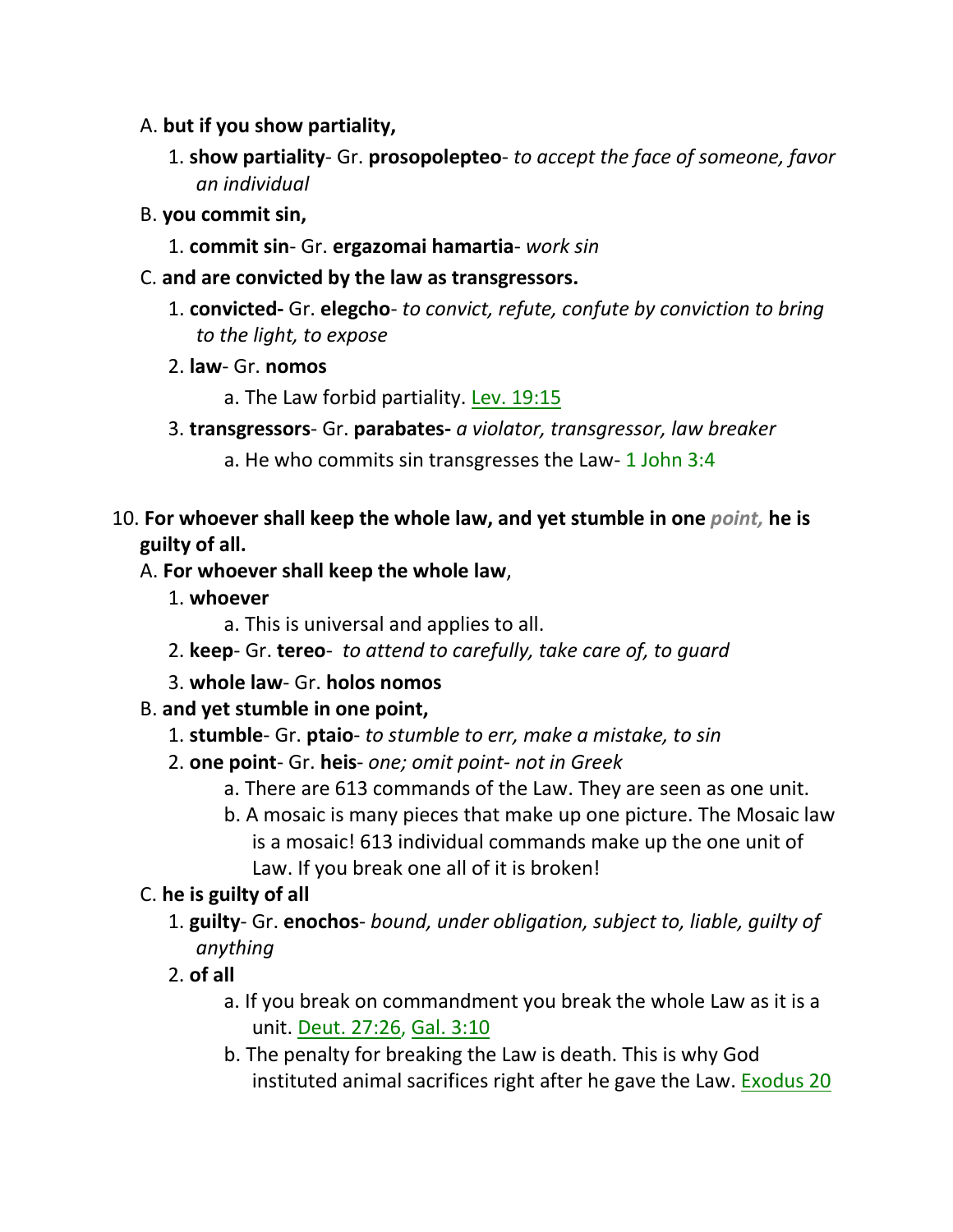A. **but if you show partiality,**

1. **show partiality**- Gr. **prosopolepteo**- *to accept the face of someone, favor an individual*

B. **you commit sin,**

1. **commit sin**- Gr. **ergazomai hamartia**- *work sin*

C. **and are convicted by the law as transgressors.**

1. **convicted-** Gr. **elegcho**- *to convict, refute, confute by conviction to bring to the light, to expose*
2. **law**- Gr. **nomos**
   a. The Law forbid partiality. Lev. 19:15
3. **transgressors**- Gr. **parabates-** *a violator, transgressor, law breaker*
   a. He who commits sin transgresses the Law- 1 John 3:4

10. **For whoever shall keep the whole law, and yet stumble in one** ***point,*** **he is guilty of all.**

A. **For whoever shall keep the whole law**,

1. **whoever**
   a. This is universal and applies to all.
2. **keep**- Gr. **tereo**- *to attend to carefully, take care of, to guard*
3. **whole law**- Gr. **holos nomos**

B. **and yet stumble in one point,**

1. **stumble**- Gr. **ptaio**- *to stumble to err, make a mistake, to sin*
2. **one point**- Gr. **heis**- *one; omit point- not in Greek*
   a. There are 613 commands of the Law. They are seen as one unit.
   b. A mosaic is many pieces that make up one picture. The Mosaic law is a mosaic! 613 individual commands make up the one unit of Law. If you break one all of it is broken!

C. **he is guilty of all**

1. **guilty**- Gr. **enochos**- *bound, under obligation, subject to, liable, guilty of anything*
2. **of all**
   a. If you break on commandment you break the whole Law as it is a unit. Deut. 27:26, Gal. 3:10
   b. The penalty for breaking the Law is death. This is why God instituted animal sacrifices right after he gave the Law. Exodus 20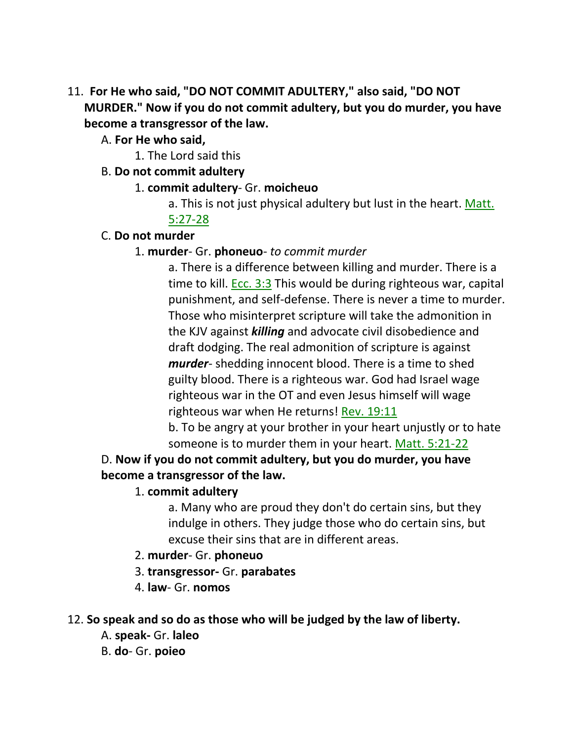11. **For He who said, "DO NOT COMMIT ADULTERY," also said, "DO NOT MURDER." Now if you do not commit adultery, but you do murder, you have become a transgressor of the law.**

   A. **For He who said,**

      1. The Lord said this

   B. **Do not commit adultery**

      1. **commit adultery**- Gr. **moicheuo**

         a. This is not just physical adultery but lust in the heart. Matt. 5:27-28

   C. **Do not murder**

      1. **murder**- Gr. **phoneuo**- *to commit murder*

         a. There is a difference between killing and murder. There is a time to kill. Ecc. 3:3 This would be during righteous war, capital punishment, and self-defense. There is never a time to murder. Those who misinterpret scripture will take the admonition in the KJV against ***killing*** and advocate civil disobedience and draft dodging. The real admonition of scripture is against ***murder***- shedding innocent blood. There is a time to shed guilty blood. There is a righteous war. God had Israel wage righteous war in the OT and even Jesus himself will wage righteous war when He returns! Rev. 19:11

         b. To be angry at your brother in your heart unjustly or to hate someone is to murder them in your heart. Matt. 5:21-22

   D. **Now if you do not commit adultery, but you do murder, you have become a transgressor of the law.**

      1. **commit adultery**

         a. Many who are proud they don't do certain sins, but they indulge in others. They judge those who do certain sins, but excuse their sins that are in different areas.

      2. **murder**- Gr. **phoneuo**

      3. **transgressor-** Gr. **parabates**

      4. **law**- Gr. **nomos**

12. **So speak and so do as those who will be judged by the law of liberty.**

   A. **speak-** Gr. **laleo**

   B. **do**- Gr. **poieo**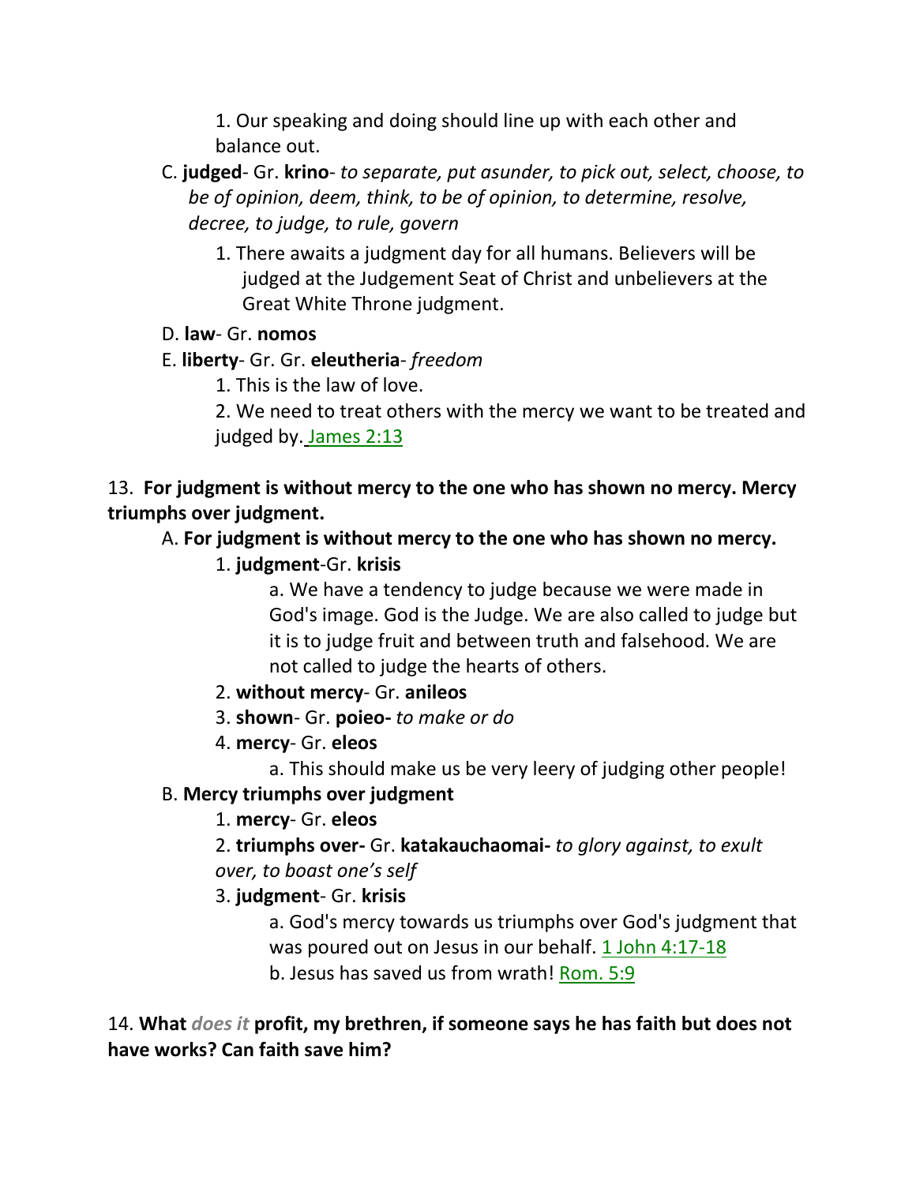1. Our speaking and doing should line up with each other and balance out.

C. **judged**- Gr. **krino**- *to separate, put asunder, to pick out, select, choose, to be of opinion, deem, think, to be of opinion, to determine, resolve, decree, to judge, to rule, govern*

1. There awaits a judgment day for all humans. Believers will be judged at the Judgement Seat of Christ and unbelievers at the Great White Throne judgment.

D. **law**- Gr. **nomos**

E. **liberty**- Gr. Gr. **eleutheria**- *freedom*

1. This is the law of love.

2. We need to treat others with the mercy we want to be treated and judged by. James 2:13

13. **For judgment is without mercy to the one who has shown no mercy. Mercy triumphs over judgment.**

A. **For judgment is without mercy to the one who has shown no mercy.**

1. **judgment**-Gr. **krisis**

a. We have a tendency to judge because we were made in God's image. God is the Judge. We are also called to judge but it is to judge fruit and between truth and falsehood. We are not called to judge the hearts of others.

2. **without mercy**- Gr. **anileos**

3. **shown**- Gr. **poieo-** *to make or do*

4. **mercy**- Gr. **eleos**

a. This should make us be very leery of judging other people!

B. **Mercy triumphs over judgment**

1. **mercy**- Gr. **eleos**

2. **triumphs over-** Gr. **katakauchaomai-** *to glory against, to exult over, to boast one's self*

3. **judgment**- Gr. **krisis**

a. God's mercy towards us triumphs over God's judgment that was poured out on Jesus in our behalf. 1 John 4:17-18

b. Jesus has saved us from wrath! Rom. 5:9

14. **What** *does it* **profit, my brethren, if someone says he has faith but does not have works? Can faith save him?**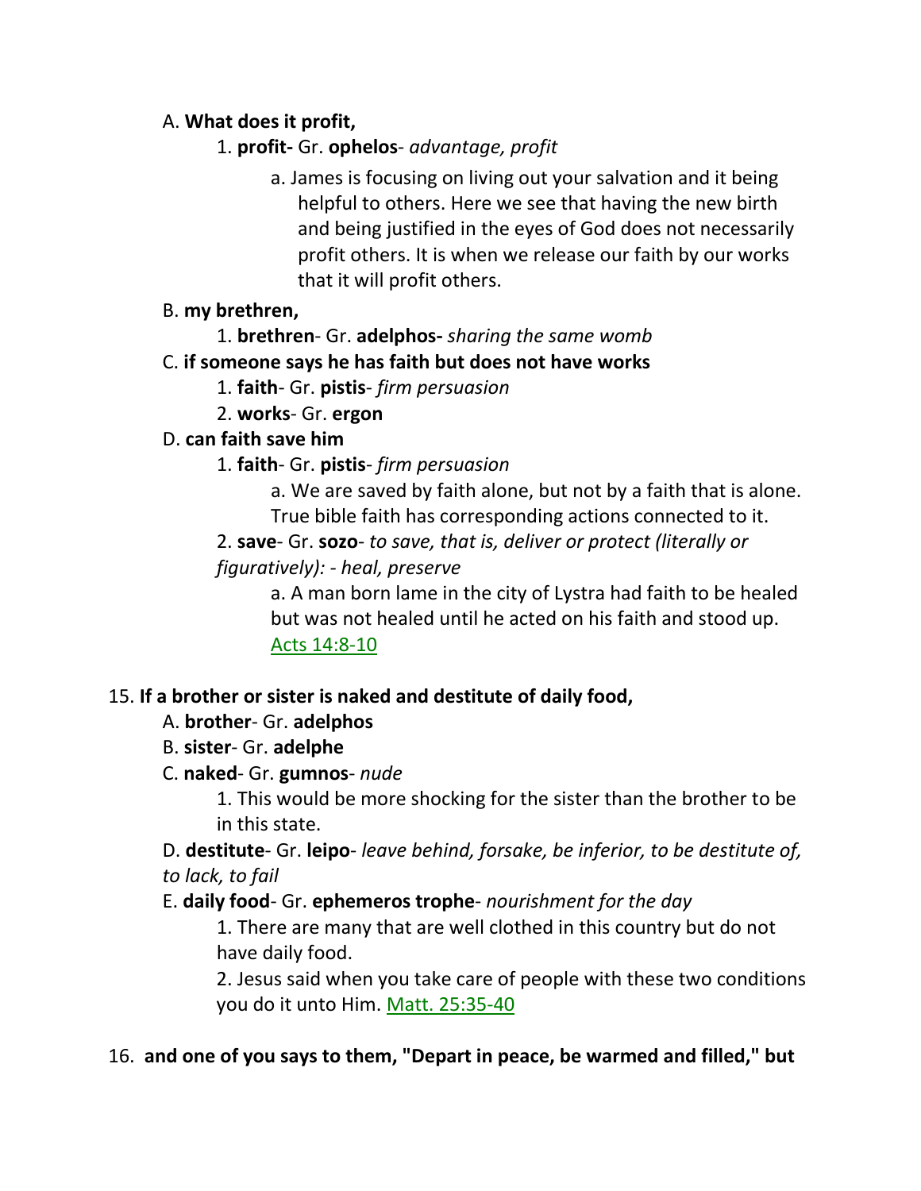A. **What does it profit,**

1. **profit-** Gr. **ophelos**- *advantage, profit*

a. James is focusing on living out your salvation and it being helpful to others. Here we see that having the new birth and being justified in the eyes of God does not necessarily profit others. It is when we release our faith by our works that it will profit others.

B. **my brethren,**

1. **brethren**- Gr. **adelphos-** *sharing the same womb*

C. **if someone says he has faith but does not have works**

1. **faith**- Gr. **pistis**- *firm persuasion*

2. **works**- Gr. **ergon**

D. **can faith save him**

1. **faith**- Gr. **pistis**- *firm persuasion*

a. We are saved by faith alone, but not by a faith that is alone. True bible faith has corresponding actions connected to it.

2. **save**- Gr. **sozo**- *to save, that is, deliver or protect (literally or figuratively): - heal, preserve*

a. A man born lame in the city of Lystra had faith to be healed but was not healed until he acted on his faith and stood up. Acts 14:8-10

15. **If a brother or sister is naked and destitute of daily food,**

A. **brother**- Gr. **adelphos**

B. **sister**- Gr. **adelphe**

C. **naked**- Gr. **gumnos**- *nude*

1. This would be more shocking for the sister than the brother to be in this state.

D. **destitute**- Gr. **leipo**- *leave behind, forsake, be inferior, to be destitute of, to lack, to fail*

E. **daily food**- Gr. **ephemeros trophe**- *nourishment for the day*

1. There are many that are well clothed in this country but do not have daily food.

2. Jesus said when you take care of people with these two conditions you do it unto Him. Matt. 25:35-40

16. **and one of you says to them, "Depart in peace, be warmed and filled," but**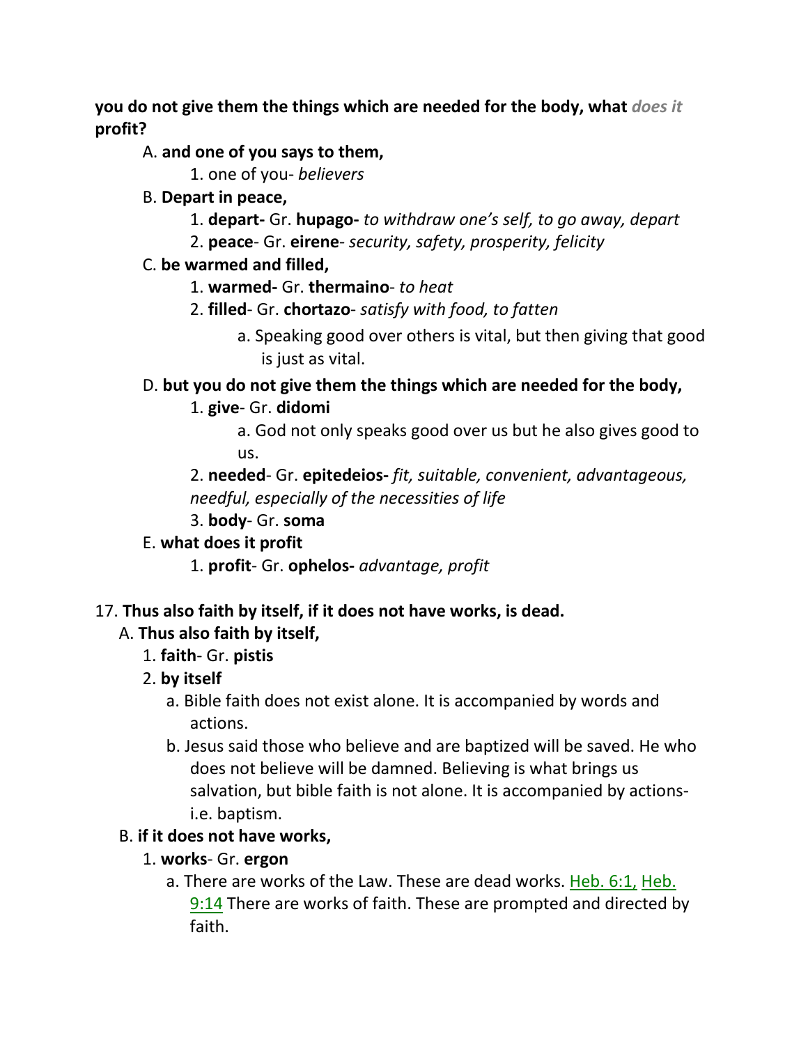**you do not give them the things which are needed for the body, what** *does it* **profit?**

- A. **and one of you says to them,**
    - 1. one of you- *believers*
- B. **Depart in peace,**
    - 1. **depart-** Gr. **hupago-** *to withdraw one's self, to go away, depart*
    - 2. **peace**- Gr. **eirene**- *security, safety, prosperity, felicity*
- C. **be warmed and filled,**
    - 1. **warmed-** Gr. **thermaino**- *to heat*
    - 2. **filled**- Gr. **chortazo**- *satisfy with food, to fatten*
        - a. Speaking good over others is vital, but then giving that good is just as vital.
- D. **but you do not give them the things which are needed for the body,**
    - 1. **give**- Gr. **didomi**
        - a. God not only speaks good over us but he also gives good to us.
    - 2. **needed**- Gr. **epitedeios-** *fit, suitable, convenient, advantageous, needful, especially of the necessities of life*
    - 3. **body**- Gr. **soma**
- E. **what does it profit**
    - 1. **profit**- Gr. **ophelos-** *advantage, profit*

17. **Thus also faith by itself, if it does not have works, is dead.**

- A. **Thus also faith by itself,**
    - 1. **faith**- Gr. **pistis**
    - 2. **by itself**
        - a. Bible faith does not exist alone. It is accompanied by words and actions.
        - b. Jesus said those who believe and are baptized will be saved. He who does not believe will be damned. Believing is what brings us salvation, but bible faith is not alone. It is accompanied by actions- i.e. baptism.
- B. **if it does not have works,**
    - 1. **works**- Gr. **ergon**
        - a. There are works of the Law. These are dead works. Heb. 6:1, Heb. 9:14 There are works of faith. These are prompted and directed by faith.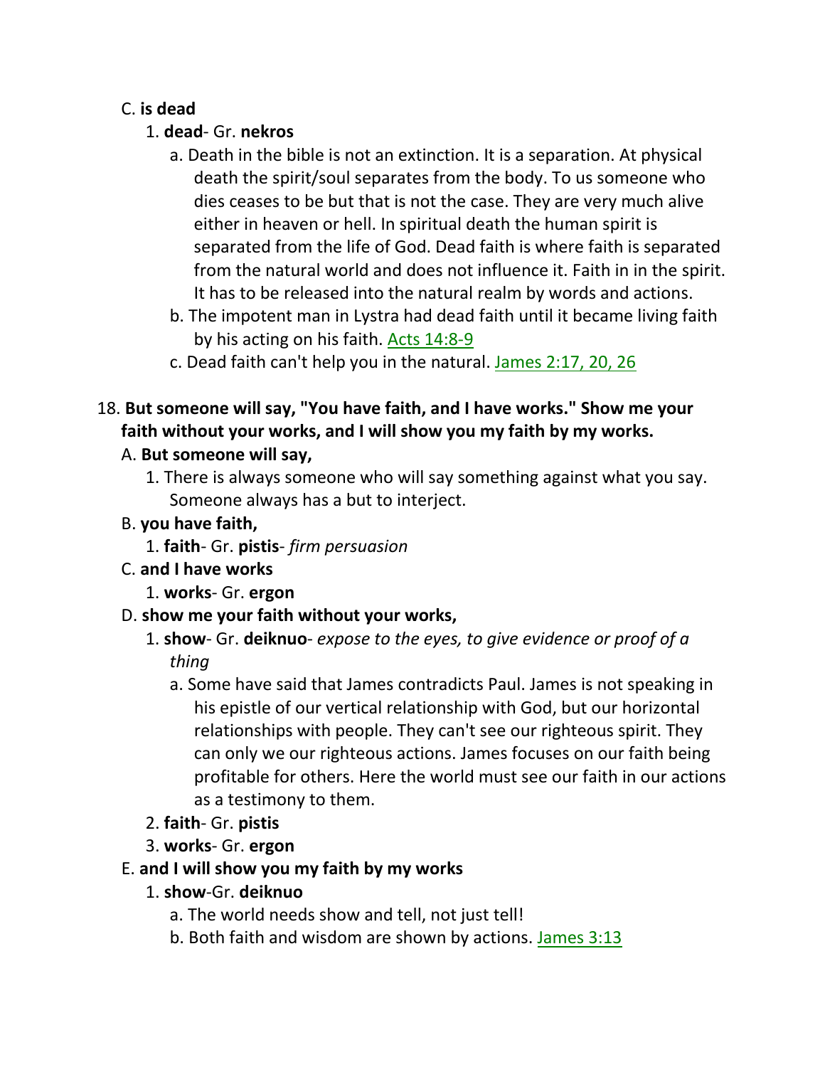C. **is dead**

1. **dead**- Gr. **nekros**
   a. Death in the bible is not an extinction. It is a separation. At physical death the spirit/soul separates from the body. To us someone who dies ceases to be but that is not the case. They are very much alive either in heaven or hell. In spiritual death the human spirit is separated from the life of God. Dead faith is where faith is separated from the natural world and does not influence it. Faith in in the spirit. It has to be released into the natural realm by words and actions.
   b. The impotent man in Lystra had dead faith until it became living faith by his acting on his faith. Acts 14:8-9
   c. Dead faith can't help you in the natural. James 2:17, 20, 26

18. **But someone will say, "You have faith, and I have works." Show me your faith without your works, and I will show you my faith by my works.**

A. **But someone will say,**

1. There is always someone who will say something against what you say. Someone always has a but to interject.

B. **you have faith,**

1. **faith**- Gr. **pistis**- *firm persuasion*

C. **and I have works**

1. **works**- Gr. **ergon**

D. **show me your faith without your works,**

1. **show**- Gr. **deiknuo**- *expose to the eyes, to give evidence or proof of a thing*
   a. Some have said that James contradicts Paul. James is not speaking in his epistle of our vertical relationship with God, but our horizontal relationships with people. They can't see our righteous spirit. They can only we our righteous actions. James focuses on our faith being profitable for others. Here the world must see our faith in our actions as a testimony to them.
2. **faith**- Gr. **pistis**
3. **works**- Gr. **ergon**

E. **and I will show you my faith by my works**

1. **show**-Gr. **deiknuo**
   a. The world needs show and tell, not just tell!
   b. Both faith and wisdom are shown by actions. James 3:13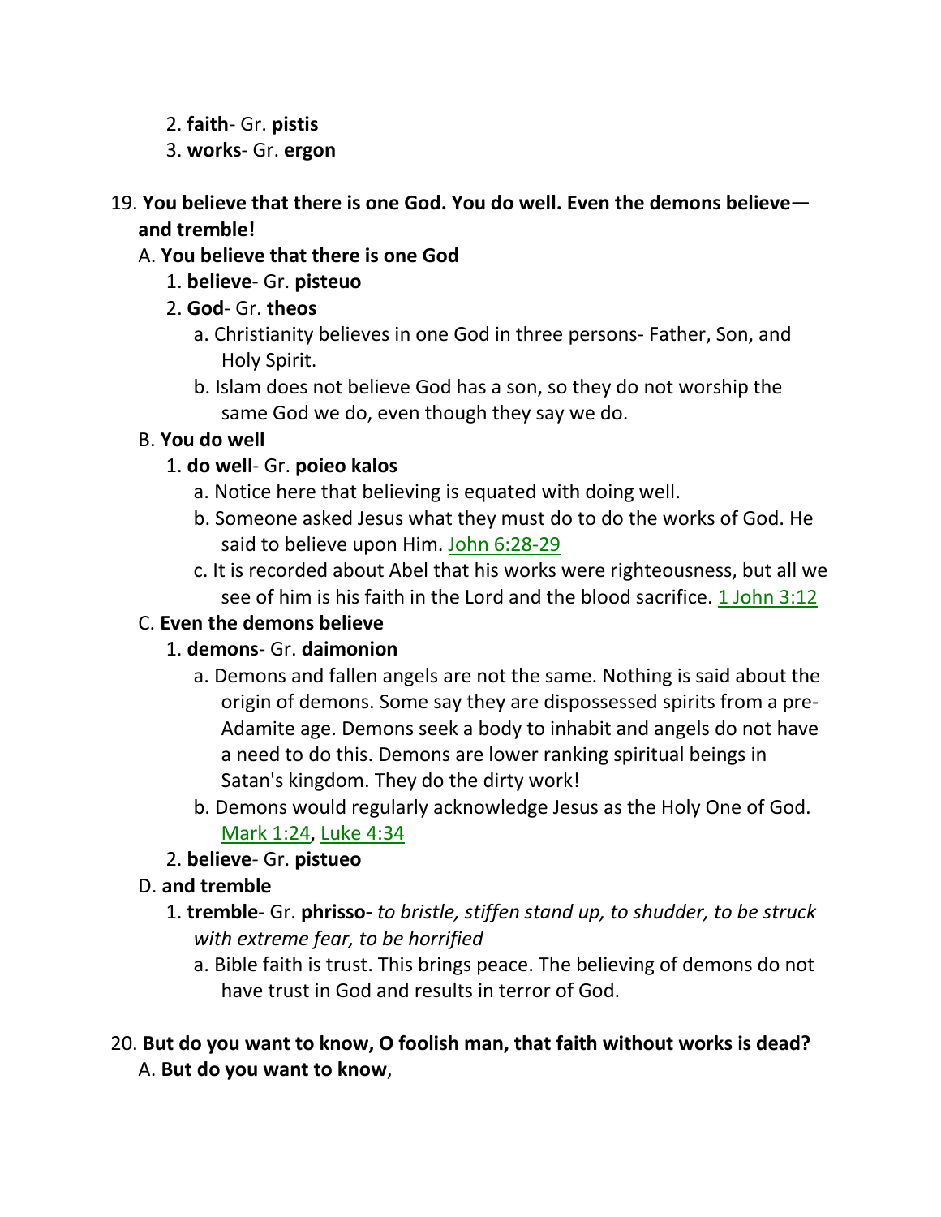2. **faith**- Gr. **pistis**
3. **works**- Gr. **ergon**

19. **You believe that there is one God. You do well. Even the demons believe—and tremble!**

A. **You believe that there is one God**

1. **believe**- Gr. **pisteuo**
2. **God**- Gr. **theos**

a. Christianity believes in one God in three persons- Father, Son, and Holy Spirit.

b. Islam does not believe God has a son, so they do not worship the same God we do, even though they say we do.

B. **You do well**

1. **do well**- Gr. **poieo kalos**

a. Notice here that believing is equated with doing well.

b. Someone asked Jesus what they must do to do the works of God. He said to believe upon Him. John 6:28-29

c. It is recorded about Abel that his works were righteousness, but all we see of him is his faith in the Lord and the blood sacrifice. 1 John 3:12

C. **Even the demons believe**

1. **demons**- Gr. **daimonion**

a. Demons and fallen angels are not the same. Nothing is said about the origin of demons. Some say they are dispossessed spirits from a pre-Adamite age. Demons seek a body to inhabit and angels do not have a need to do this. Demons are lower ranking spiritual beings in Satan's kingdom. They do the dirty work!

b. Demons would regularly acknowledge Jesus as the Holy One of God. Mark 1:24, Luke 4:34

2. **believe**- Gr. **pistueo**

D. **and tremble**

1. **tremble**- Gr. **phrisso-** *to bristle, stiffen stand up, to shudder, to be struck with extreme fear, to be horrified*

a. Bible faith is trust. This brings peace. The believing of demons do not have trust in God and results in terror of God.

20. **But do you want to know, O foolish man, that faith without works is dead?**

A. **But do you want to know**,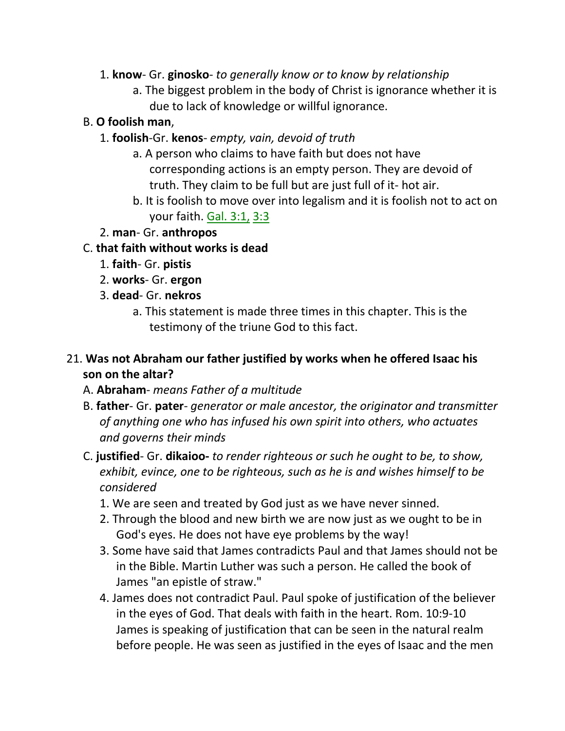1. **know**- Gr. **ginosko**- *to generally know or to know by relationship*
    a. The biggest problem in the body of Christ is ignorance whether it is due to lack of knowledge or willful ignorance.

B. **O foolish man**,

1. **foolish**-Gr. **kenos**- *empty, vain, devoid of truth*
    a. A person who claims to have faith but does not have corresponding actions is an empty person. They are devoid of truth. They claim to be full but are just full of it- hot air.
    b. It is foolish to move over into legalism and it is foolish not to act on your faith. Gal. 3:1, 3:3
2. **man**- Gr. **anthropos**

C. **that faith without works is dead**

1. **faith**- Gr. **pistis**
2. **works**- Gr. **ergon**
3. **dead**- Gr. **nekros**
    a. This statement is made three times in this chapter. This is the testimony of the triune God to this fact.

21. **Was not Abraham our father justified by works when he offered Isaac his son on the altar?**

A. **Abraham**- *means Father of a multitude*

B. **father**- Gr. **pater**- *generator or male ancestor, the originator and transmitter of anything one who has infused his own spirit into others, who actuates and governs their minds*

C. **justified**- Gr. **dikaioo-** *to render righteous or such he ought to be, to show, exhibit, evince, one to be righteous, such as he is and wishes himself to be considered*

1. We are seen and treated by God just as we have never sinned.
2. Through the blood and new birth we are now just as we ought to be in God's eyes. He does not have eye problems by the way!
3. Some have said that James contradicts Paul and that James should not be in the Bible. Martin Luther was such a person. He called the book of James "an epistle of straw."
4. James does not contradict Paul. Paul spoke of justification of the believer in the eyes of God. That deals with faith in the heart. Rom. 10:9-10 James is speaking of justification that can be seen in the natural realm before people. He was seen as justified in the eyes of Isaac and the men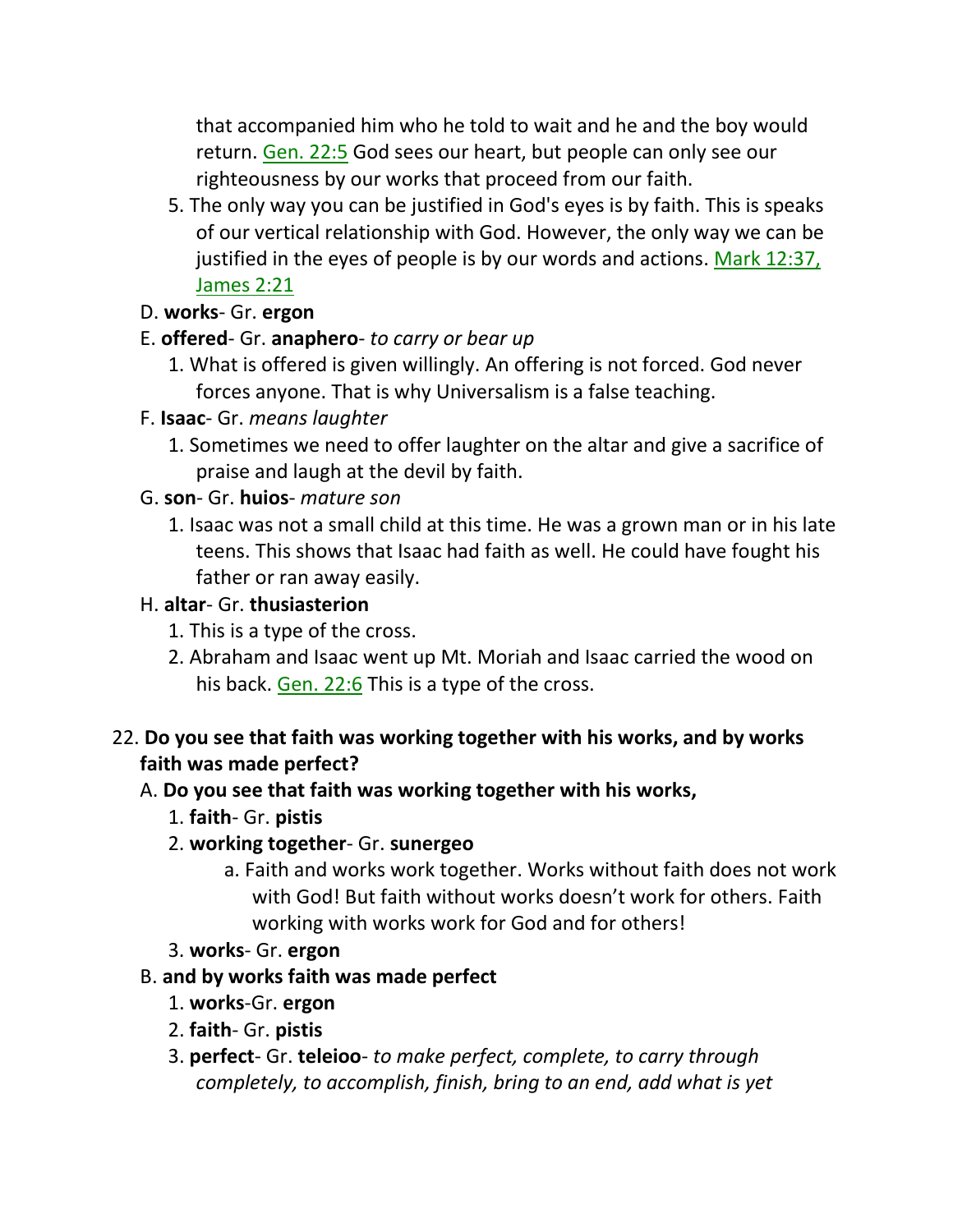that accompanied him who he told to wait and he and the boy would return. Gen. 22:5 God sees our heart, but people can only see our righteousness by our works that proceed from our faith.

5. The only way you can be justified in God's eyes is by faith. This is speaks of our vertical relationship with God. However, the only way we can be justified in the eyes of people is by our words and actions. Mark 12:37, James 2:21

D. **works**- Gr. **ergon**

E. **offered**- Gr. **anaphero**- *to carry or bear up*

1. What is offered is given willingly. An offering is not forced. God never forces anyone. That is why Universalism is a false teaching.

F. **Isaac**- Gr. *means laughter*

1. Sometimes we need to offer laughter on the altar and give a sacrifice of praise and laugh at the devil by faith.

G. **son**- Gr. **huios**- *mature son*

1. Isaac was not a small child at this time. He was a grown man or in his late teens. This shows that Isaac had faith as well. He could have fought his father or ran away easily.

H. **altar**- Gr. **thusiasterion**

1. This is a type of the cross.
2. Abraham and Isaac went up Mt. Moriah and Isaac carried the wood on his back. Gen. 22:6 This is a type of the cross.

22. **Do you see that faith was working together with his works, and by works faith was made perfect?**

A. **Do you see that faith was working together with his works,**

1. **faith**- Gr. **pistis**
2. **working together**- Gr. **sunergeo**
   a. Faith and works work together. Works without faith does not work with God! But faith without works doesn't work for others. Faith working with works work for God and for others!
3. **works**- Gr. **ergon**

B. **and by works faith was made perfect**

1. **works**-Gr. **ergon**
2. **faith**- Gr. **pistis**
3. **perfect**- Gr. **teleioo**- *to make perfect, complete, to carry through completely, to accomplish, finish, bring to an end, add what is yet*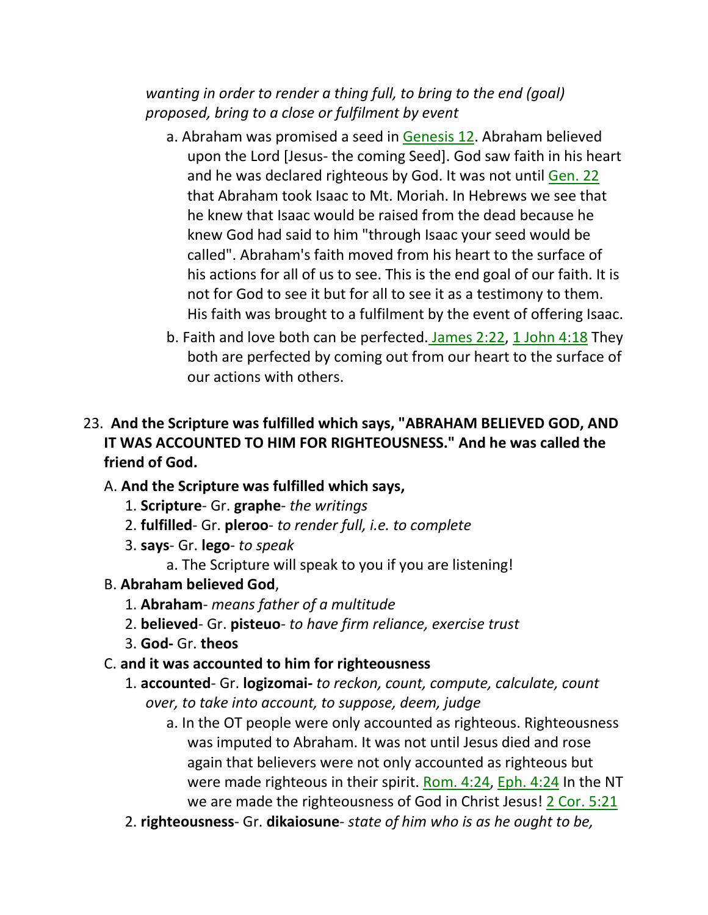*wanting in order to render a thing full, to bring to the end (goal) proposed, bring to a close or fulfilment by event*

a. Abraham was promised a seed in Genesis 12. Abraham believed upon the Lord [Jesus- the coming Seed]. God saw faith in his heart and he was declared righteous by God. It was not until Gen. 22 that Abraham took Isaac to Mt. Moriah. In Hebrews we see that he knew that Isaac would be raised from the dead because he knew God had said to him "through Isaac your seed would be called". Abraham's faith moved from his heart to the surface of his actions for all of us to see. This is the end goal of our faith. It is not for God to see it but for all to see it as a testimony to them. His faith was brought to a fulfilment by the event of offering Isaac.

b. Faith and love both can be perfected. James 2:22, 1 John 4:18 They both are perfected by coming out from our heart to the surface of our actions with others.

23. **And the Scripture was fulfilled which says, "ABRAHAM BELIEVED GOD, AND IT WAS ACCOUNTED TO HIM FOR RIGHTEOUSNESS." And he was called the friend of God.**

A. **And the Scripture was fulfilled which says,**

1. **Scripture**- Gr. **graphe**- *the writings*
2. **fulfilled**- Gr. **pleroo**- *to render full, i.e. to complete*
3. **says**- Gr. **lego**- *to speak*
   a. The Scripture will speak to you if you are listening!

B. **Abraham believed God**,

1. **Abraham**- *means father of a multitude*
2. **believed**- Gr. **pisteuo**- *to have firm reliance, exercise trust*
3. **God-** Gr. **theos**

C. **and it was accounted to him for righteousness**

1. **accounted**- Gr. **logizomai-** *to reckon, count, compute, calculate, count over, to take into account, to suppose, deem, judge*
   a. In the OT people were only accounted as righteous. Righteousness was imputed to Abraham. It was not until Jesus died and rose again that believers were not only accounted as righteous but were made righteous in their spirit. Rom. 4:24, Eph. 4:24 In the NT we are made the righteousness of God in Christ Jesus! 2 Cor. 5:21
2. **righteousness**- Gr. **dikaiosune**- *state of him who is as he ought to be,*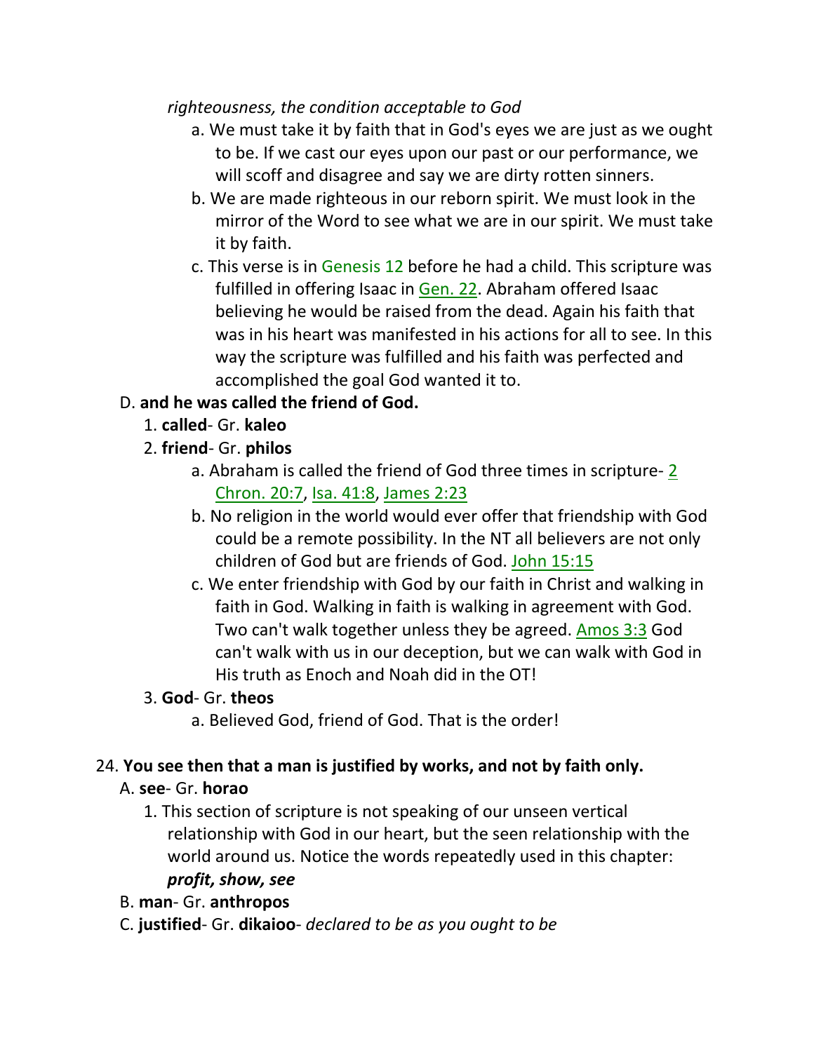*righteousness, the condition acceptable to God*

a. We must take it by faith that in God's eyes we are just as we ought to be. If we cast our eyes upon our past or our performance, we will scoff and disagree and say we are dirty rotten sinners.

b. We are made righteous in our reborn spirit. We must look in the mirror of the Word to see what we are in our spirit. We must take it by faith.

c. This verse is in Genesis 12 before he had a child. This scripture was fulfilled in offering Isaac in Gen. 22. Abraham offered Isaac believing he would be raised from the dead. Again his faith that was in his heart was manifested in his actions for all to see. In this way the scripture was fulfilled and his faith was perfected and accomplished the goal God wanted it to.

D. **and he was called the friend of God.**

1. **called**- Gr. **kaleo**

2. **friend**- Gr. **philos**

a. Abraham is called the friend of God three times in scripture- 2 Chron. 20:7, Isa. 41:8, James 2:23

b. No religion in the world would ever offer that friendship with God could be a remote possibility. In the NT all believers are not only children of God but are friends of God. John 15:15

c. We enter friendship with God by our faith in Christ and walking in faith in God. Walking in faith is walking in agreement with God. Two can't walk together unless they be agreed. Amos 3:3 God can't walk with us in our deception, but we can walk with God in His truth as Enoch and Noah did in the OT!

3. **God**- Gr. **theos**

a. Believed God, friend of God. That is the order!

24. **You see then that a man is justified by works, and not by faith only.**

A. **see**- Gr. **horao**

1. This section of scripture is not speaking of our unseen vertical relationship with God in our heart, but the seen relationship with the world around us. Notice the words repeatedly used in this chapter: ***profit, show, see***

B. **man**- Gr. **anthropos**

C. **justified**- Gr. **dikaioo**- *declared to be as you ought to be*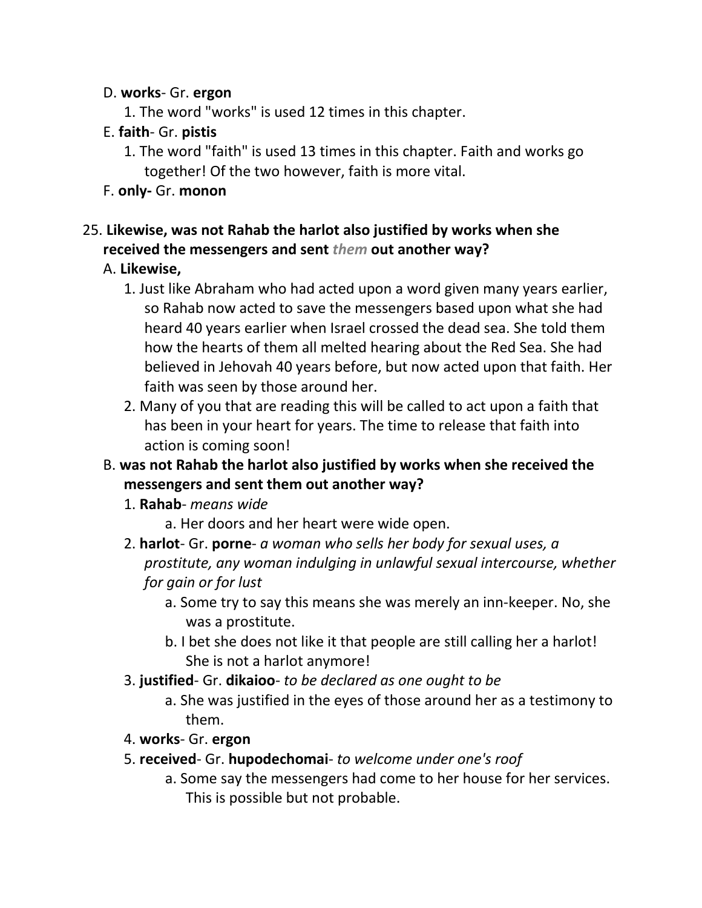D. **works**- Gr. **ergon**

1. The word "works" is used 12 times in this chapter.

E. **faith**- Gr. **pistis**

1. The word "faith" is used 13 times in this chapter. Faith and works go together! Of the two however, faith is more vital.

F. **only-** Gr. **monon**

25. **Likewise, was not Rahab the harlot also justified by works when she received the messengers and sent *them* out another way?**

A. **Likewise,**

1. Just like Abraham who had acted upon a word given many years earlier, so Rahab now acted to save the messengers based upon what she had heard 40 years earlier when Israel crossed the dead sea. She told them how the hearts of them all melted hearing about the Red Sea. She had believed in Jehovah 40 years before, but now acted upon that faith. Her faith was seen by those around her.
2. Many of you that are reading this will be called to act upon a faith that has been in your heart for years. The time to release that faith into action is coming soon!

B. **was not Rahab the harlot also justified by works when she received the messengers and sent them out another way?**

1. **Rahab**- *means wide*
   a. Her doors and her heart were wide open.
2. **harlot**- Gr. **porne**- *a woman who sells her body for sexual uses, a prostitute, any woman indulging in unlawful sexual intercourse, whether for gain or for lust*
   a. Some try to say this means she was merely an inn-keeper. No, she was a prostitute.
   b. I bet she does not like it that people are still calling her a harlot! She is not a harlot anymore!
3. **justified**- Gr. **dikaioo**- *to be declared as one ought to be*
   a. She was justified in the eyes of those around her as a testimony to them.
4. **works**- Gr. **ergon**
5. **received**- Gr. **hupodechomai**- *to welcome under one's roof*
   a. Some say the messengers had come to her house for her services. This is possible but not probable.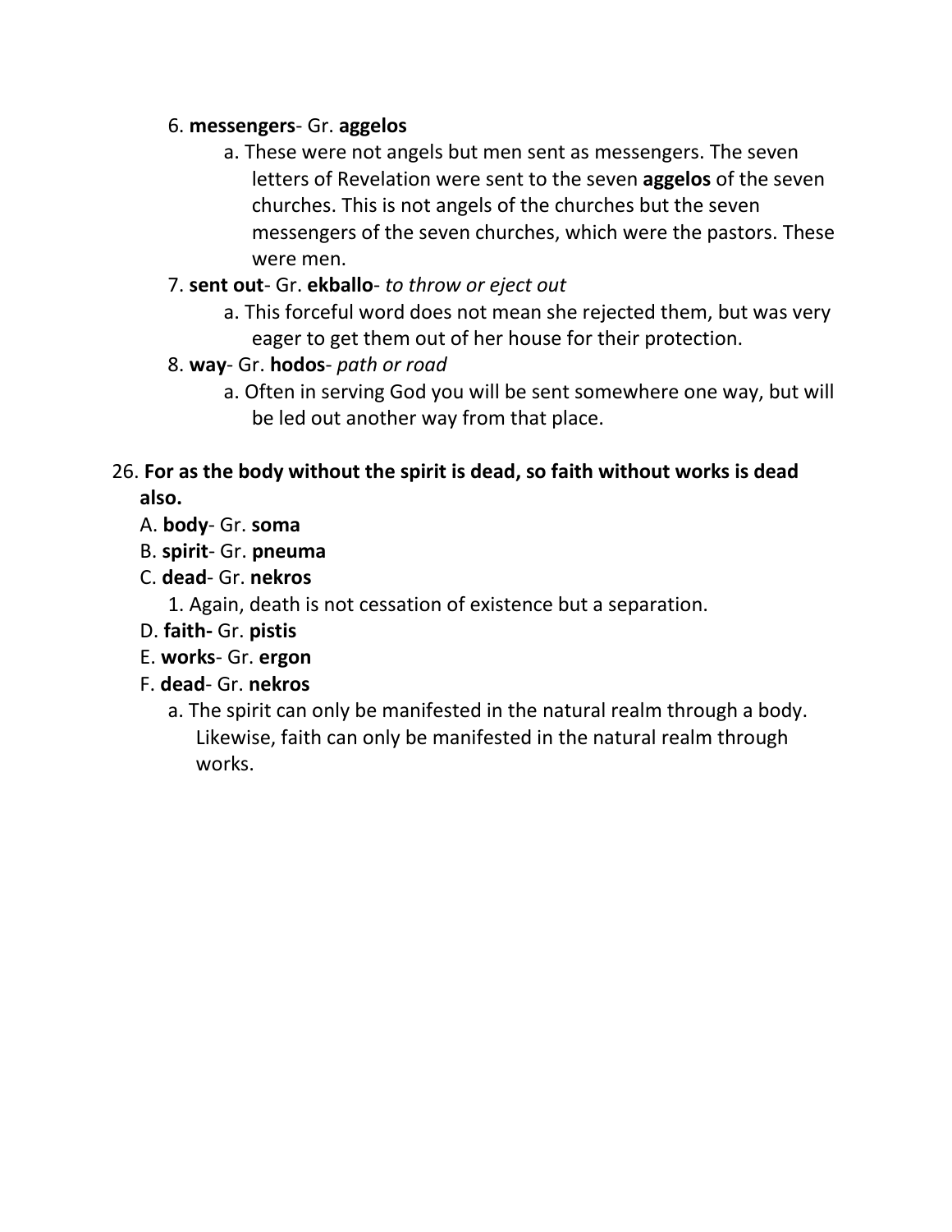6. **messengers**- Gr. **aggelos**
    a. These were not angels but men sent as messengers. The seven letters of Revelation were sent to the seven **aggelos** of the seven churches. This is not angels of the churches but the seven messengers of the seven churches, which were the pastors. These were men.
7. **sent out**- Gr. **ekballo**- *to throw or eject out*
    a. This forceful word does not mean she rejected them, but was very eager to get them out of her house for their protection.
8. **way**- Gr. **hodos**- *path or road*
    a. Often in serving God you will be sent somewhere one way, but will be led out another way from that place.

26. **For as the body without the spirit is dead, so faith without works is dead also.**
    A. **body**- Gr. **soma**
    B. **spirit**- Gr. **pneuma**
    C. **dead**- Gr. **nekros**
        1. Again, death is not cessation of existence but a separation.
    D. **faith-** Gr. **pistis**
    E. **works**- Gr. **ergon**
    F. **dead**- Gr. **nekros**
        a. The spirit can only be manifested in the natural realm through a body. Likewise, faith can only be manifested in the natural realm through works.